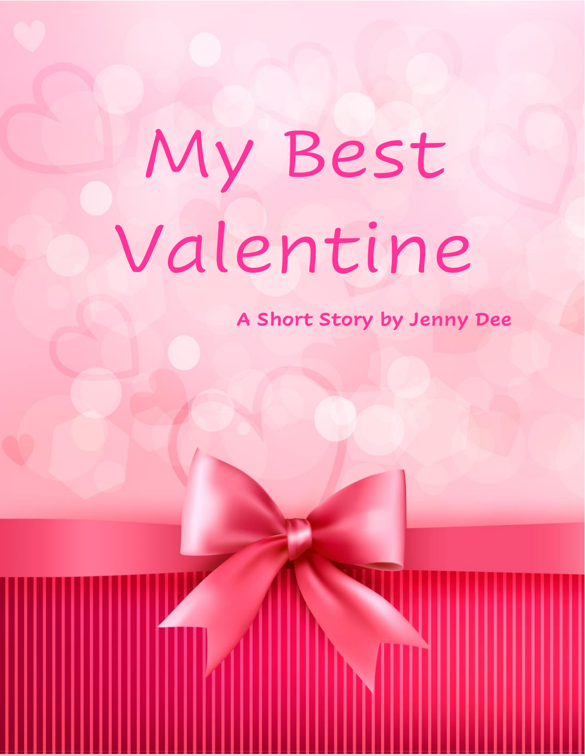# My Best Valentine

**A Short Story by Jenny Dee**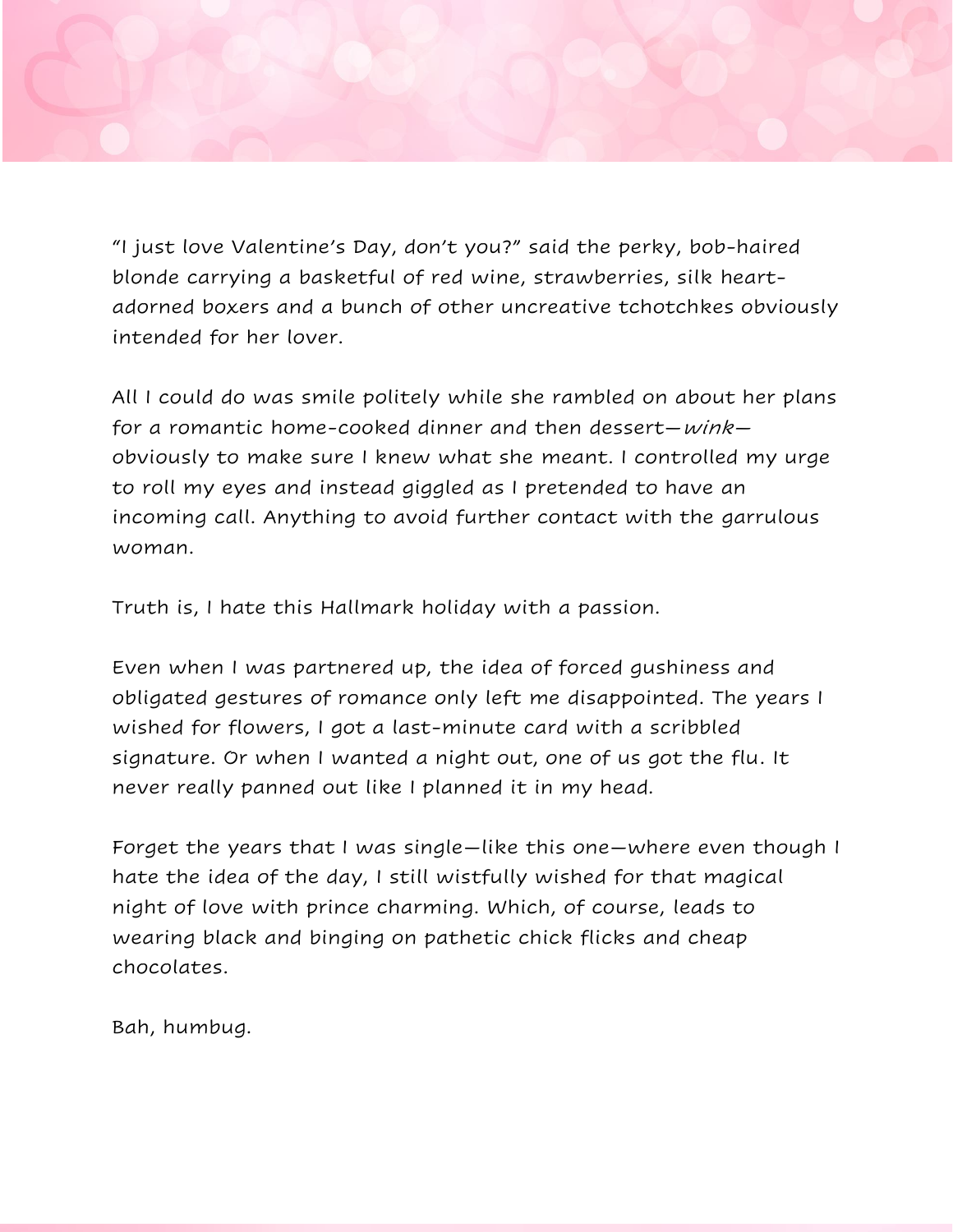"I just love Valentine's Day, don't you?" said the perky, bob-haired blonde carrying a basketful of red wine, strawberries, silk heart-adorned boxers and a bunch of other uncreative tchotchkes obviously intended for her lover.

All I could do was smile politely while she rambled on about her plans for a romantic home-cooked dinner and then dessert—*wink*—obviously to make sure I knew what she meant. I controlled my urge to roll my eyes and instead giggled as I pretended to have an incoming call. Anything to avoid further contact with the garrulous woman.

Truth is, I hate this Hallmark holiday with a passion.

Even when I was partnered up, the idea of forced gushiness and obligated gestures of romance only left me disappointed. The years I wished for flowers, I got a last-minute card with a scribbled signature. Or when I wanted a night out, one of us got the flu. It never really panned out like I planned it in my head.

Forget the years that I was single—like this one—where even though I hate the idea of the day, I still wistfully wished for that magical night of love with prince charming. Which, of course, leads to wearing black and binging on pathetic chick flicks and cheap chocolates.

Bah, humbug.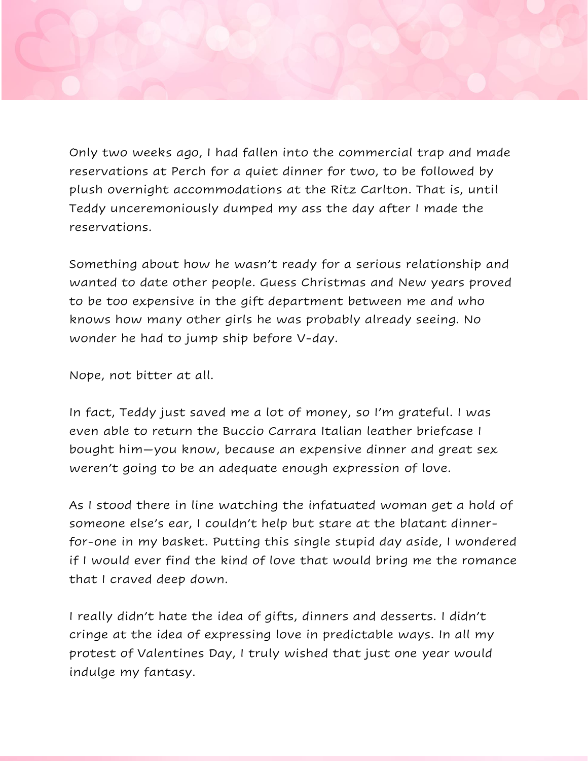Only two weeks ago, I had fallen into the commercial trap and made reservations at Perch for a quiet dinner for two, to be followed by plush overnight accommodations at the Ritz Carlton. That is, until Teddy unceremoniously dumped my ass the day after I made the reservations.

Something about how he wasn't ready for a serious relationship and wanted to date other people. Guess Christmas and New years proved to be too expensive in the gift department between me and who knows how many other girls he was probably already seeing. No wonder he had to jump ship before V-day.

Nope, not bitter at all.

In fact, Teddy just saved me a lot of money, so I'm grateful. I was even able to return the Buccio Carrara Italian leather briefcase I bought him—you know, because an expensive dinner and great sex weren't going to be an adequate enough expression of love.

As I stood there in line watching the infatuated woman get a hold of someone else's ear, I couldn't help but stare at the blatant dinner-for-one in my basket. Putting this single stupid day aside, I wondered if I would ever find the kind of love that would bring me the romance that I craved deep down.

I really didn't hate the idea of gifts, dinners and desserts. I didn't cringe at the idea of expressing love in predictable ways. In all my protest of Valentines Day, I truly wished that just one year would indulge my fantasy.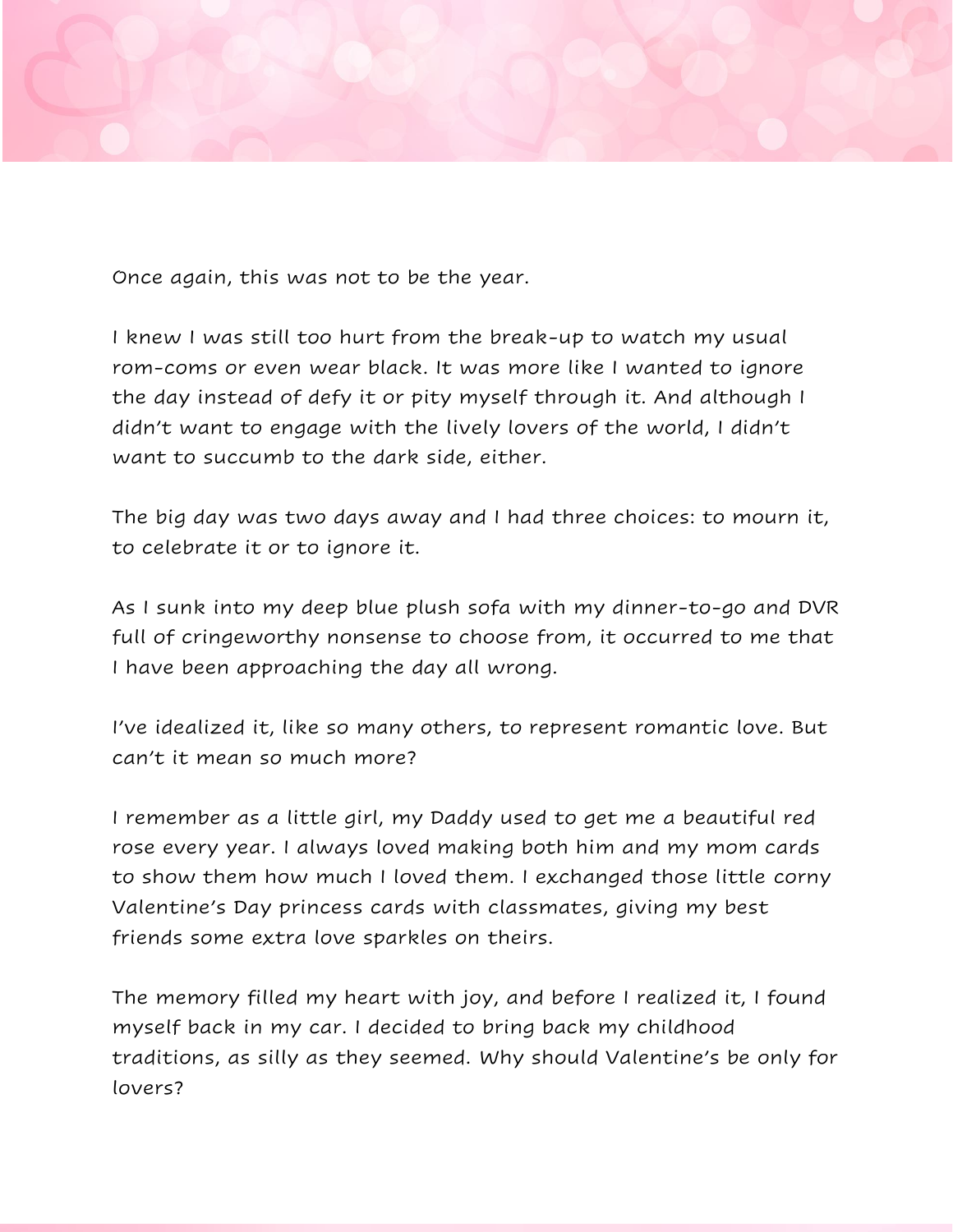Once again, this was not to be the year.

I knew I was still too hurt from the break-up to watch my usual rom-coms or even wear black. It was more like I wanted to ignore the day instead of defy it or pity myself through it. And although I didn't want to engage with the lively lovers of the world, I didn't want to succumb to the dark side, either.

The big day was two days away and I had three choices: to mourn it, to celebrate it or to ignore it.

As I sunk into my deep blue plush sofa with my dinner-to-go and DVR full of cringeworthy nonsense to choose from, it occurred to me that I have been approaching the day all wrong.

I've idealized it, like so many others, to represent romantic love. But can't it mean so much more?

I remember as a little girl, my Daddy used to get me a beautiful red rose every year. I always loved making both him and my mom cards to show them how much I loved them. I exchanged those little corny Valentine's Day princess cards with classmates, giving my best friends some extra love sparkles on theirs.

The memory filled my heart with joy, and before I realized it, I found myself back in my car. I decided to bring back my childhood traditions, as silly as they seemed. Why should Valentine's be only for lovers?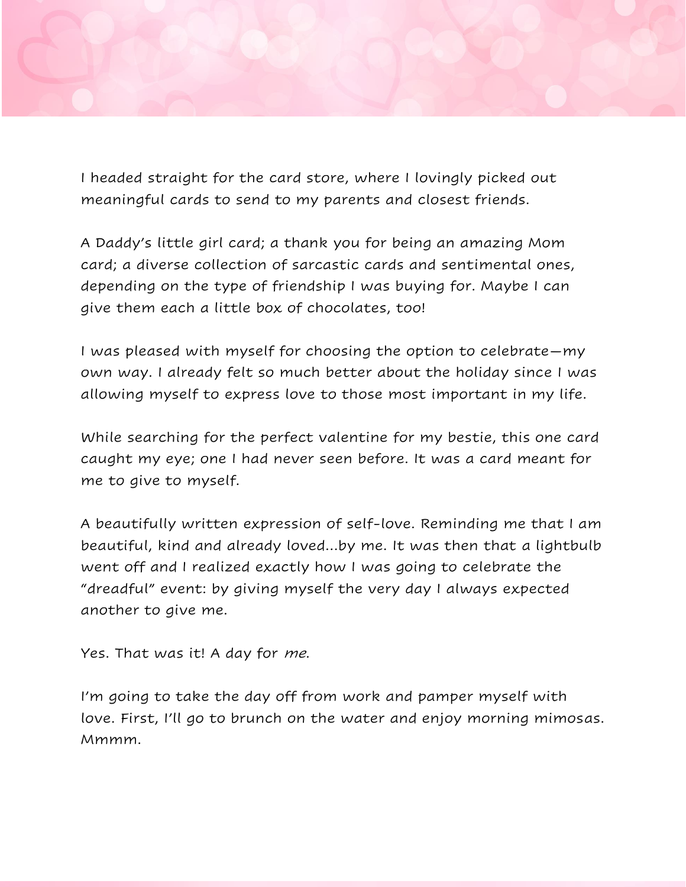I headed straight for the card store, where I lovingly picked out meaningful cards to send to my parents and closest friends.

A Daddy's little girl card; a thank you for being an amazing Mom card; a diverse collection of sarcastic cards and sentimental ones, depending on the type of friendship I was buying for. Maybe I can give them each a little box of chocolates, too!

I was pleased with myself for choosing the option to celebrate—my own way. I already felt so much better about the holiday since I was allowing myself to express love to those most important in my life.

While searching for the perfect valentine for my bestie, this one card caught my eye; one I had never seen before. It was a card meant for me to give to myself.

A beautifully written expression of self-love. Reminding me that I am beautiful, kind and already loved...by me. It was then that a lightbulb went off and I realized exactly how I was going to celebrate the "dreadful" event: by giving myself the very day I always expected another to give me.

Yes. That was it! A day for *me*.

I'm going to take the day off from work and pamper myself with love. First, I'll go to brunch on the water and enjoy morning mimosas. Mmmm.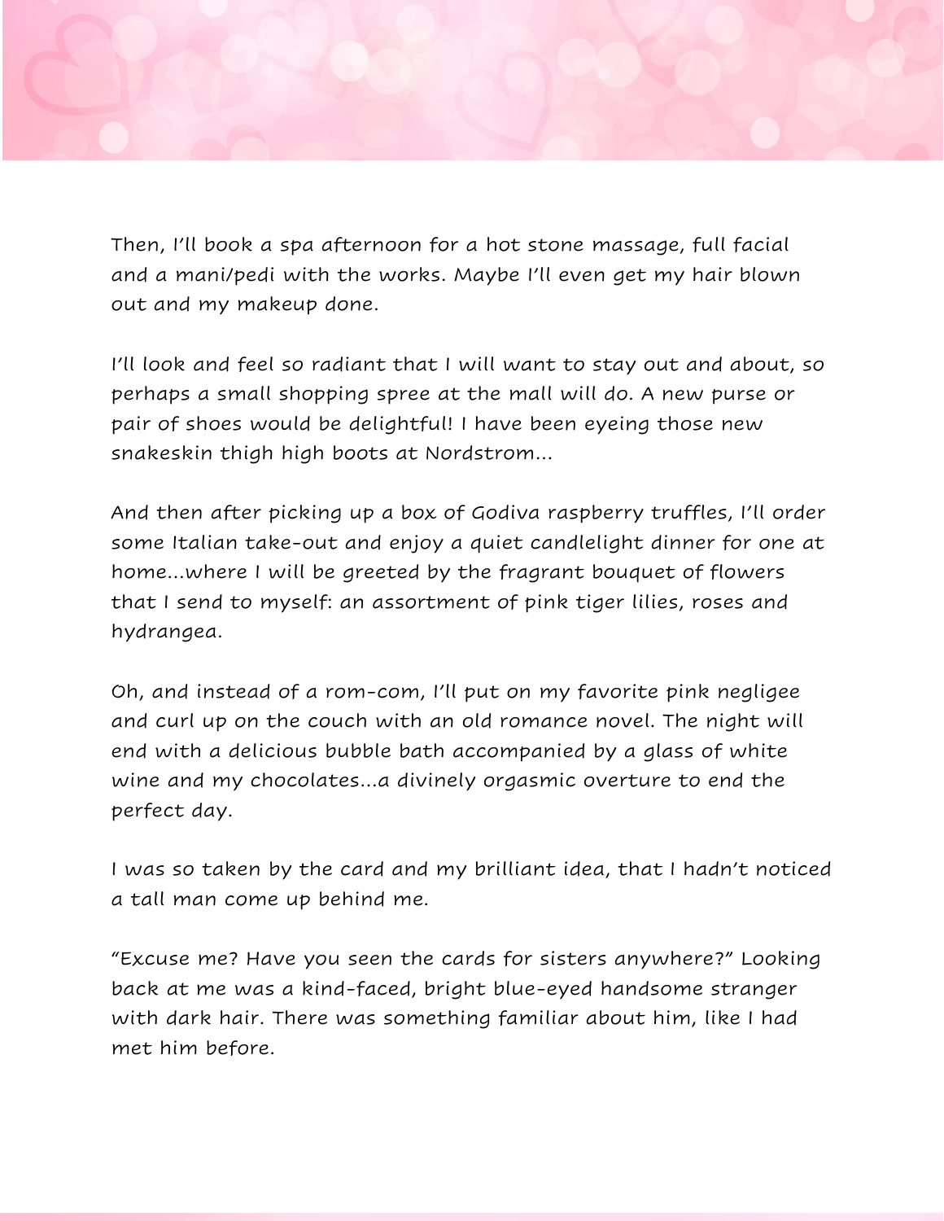Then, I'll book a spa afternoon for a hot stone massage, full facial and a mani/pedi with the works. Maybe I'll even get my hair blown out and my makeup done.

I'll look and feel so radiant that I will want to stay out and about, so perhaps a small shopping spree at the mall will do. A new purse or pair of shoes would be delightful! I have been eyeing those new snakeskin thigh high boots at Nordstrom...

And then after picking up a box of Godiva raspberry truffles, I'll order some Italian take-out and enjoy a quiet candlelight dinner for one at home...where I will be greeted by the fragrant bouquet of flowers that I send to myself: an assortment of pink tiger lilies, roses and hydrangea.

Oh, and instead of a rom-com, I'll put on my favorite pink negligee and curl up on the couch with an old romance novel. The night will end with a delicious bubble bath accompanied by a glass of white wine and my chocolates...a divinely orgasmic overture to end the perfect day.

I was so taken by the card and my brilliant idea, that I hadn't noticed a tall man come up behind me.

"Excuse me? Have you seen the cards for sisters anywhere?" Looking back at me was a kind-faced, bright blue-eyed handsome stranger with dark hair. There was something familiar about him, like I had met him before.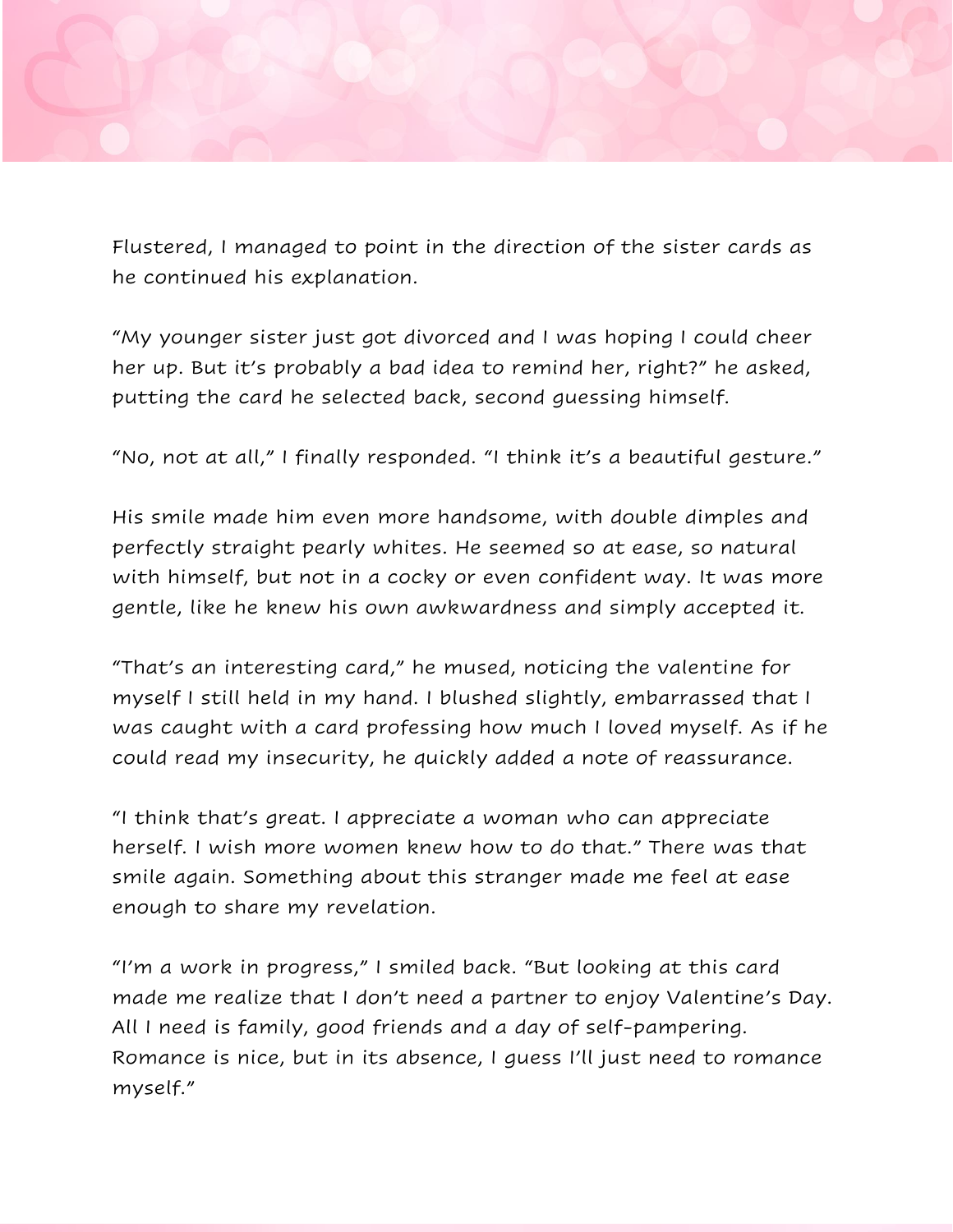Flustered, I managed to point in the direction of the sister cards as he continued his explanation.

"My younger sister just got divorced and I was hoping I could cheer her up. But it's probably a bad idea to remind her, right?" he asked, putting the card he selected back, second guessing himself.

"No, not at all," I finally responded. "I think it's a beautiful gesture."

His smile made him even more handsome, with double dimples and perfectly straight pearly whites. He seemed so at ease, so natural with himself, but not in a cocky or even confident way. It was more gentle, like he knew his own awkwardness and simply accepted it.

"That's an interesting card," he mused, noticing the valentine for myself I still held in my hand. I blushed slightly, embarrassed that I was caught with a card professing how much I loved myself. As if he could read my insecurity, he quickly added a note of reassurance.

"I think that's great. I appreciate a woman who can appreciate herself. I wish more women knew how to do that." There was that smile again. Something about this stranger made me feel at ease enough to share my revelation.

"I'm a work in progress," I smiled back. "But looking at this card made me realize that I don't need a partner to enjoy Valentine's Day. All I need is family, good friends and a day of self-pampering. Romance is nice, but in its absence, I guess I'll just need to romance myself."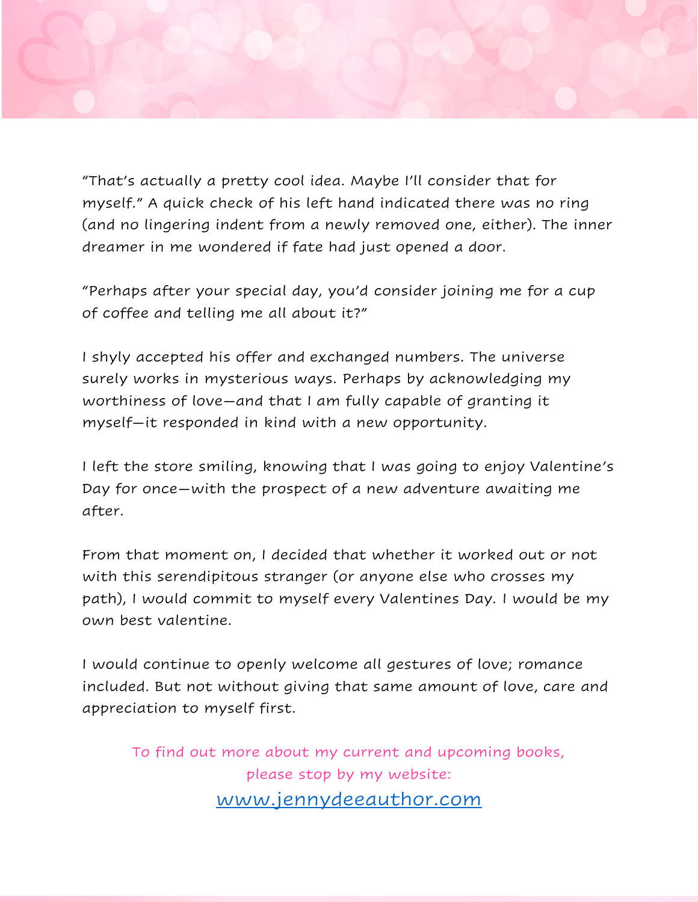"That's actually a pretty cool idea. Maybe I'll consider that for myself." A quick check of his left hand indicated there was no ring (and no lingering indent from a newly removed one, either). The inner dreamer in me wondered if fate had just opened a door.

"Perhaps after your special day, you'd consider joining me for a cup of coffee and telling me all about it?"

I shyly accepted his offer and exchanged numbers. The universe surely works in mysterious ways. Perhaps by acknowledging my worthiness of love—and that I am fully capable of granting it myself—it responded in kind with a new opportunity.

I left the store smiling, knowing that I was going to enjoy Valentine's Day for once—with the prospect of a new adventure awaiting me after.

From that moment on, I decided that whether it worked out or not with this serendipitous stranger (or anyone else who crosses my path), I would commit to myself every Valentines Day. I would be my own best valentine.

I would continue to openly welcome all gestures of love; romance included. But not without giving that same amount of love, care and appreciation to myself first.

To find out more about my current and upcoming books, please stop by my website:

www.jennydeeauthor.com